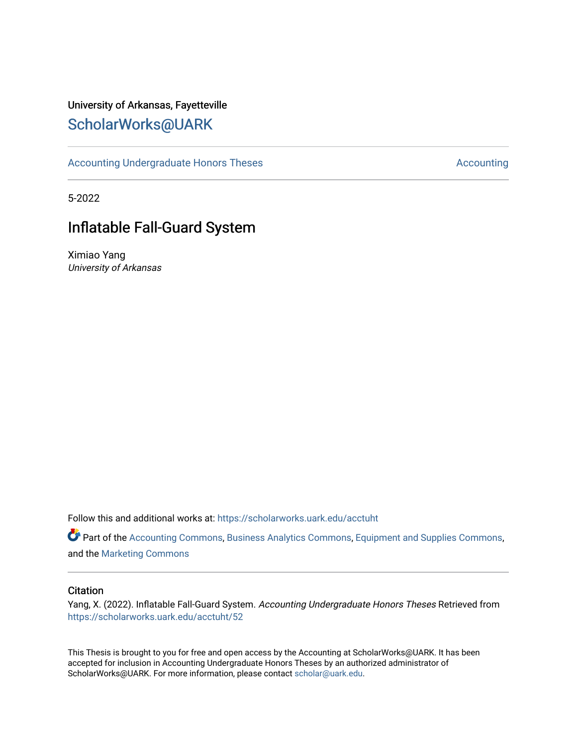University of Arkansas, Fayetteville

# ScholarWorks@UARK

Accounting Undergraduate Honors Theses | Accounting

5-2022

## Inflatable Fall-Guard System

Ximiao Yang
*University of Arkansas*

Follow this and additional works at: https://scholarworks.uark.edu/acctuht

Part of the Accounting Commons, Business Analytics Commons, Equipment and Supplies Commons, and the Marketing Commons

### Citation

Yang, X. (2022). Inflatable Fall-Guard System. *Accounting Undergraduate Honors Theses* Retrieved from https://scholarworks.uark.edu/acctuht/52

This Thesis is brought to you for free and open access by the Accounting at ScholarWorks@UARK. It has been accepted for inclusion in Accounting Undergraduate Honors Theses by an authorized administrator of ScholarWorks@UARK. For more information, please contact scholar@uark.edu.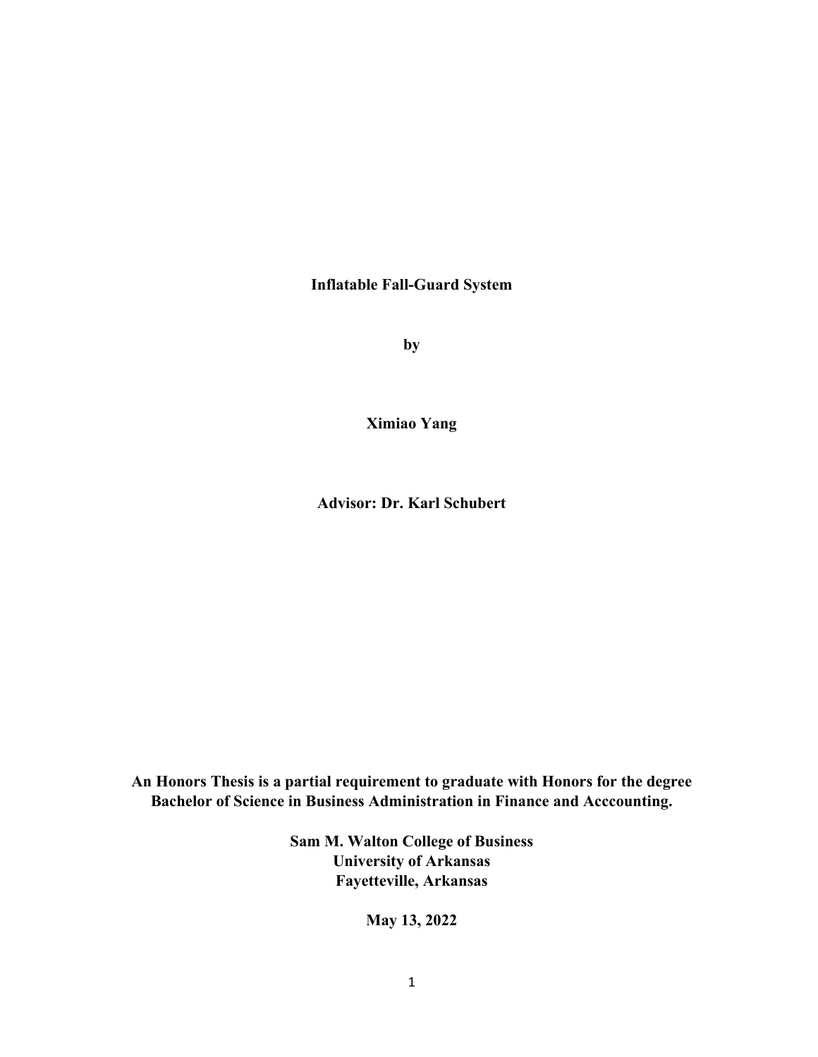**Inflatable Fall-Guard System**

**by**

**Ximiao Yang**

**Advisor: Dr. Karl Schubert**

**An Honors Thesis is a partial requirement to graduate with Honors for the degree Bachelor of Science in Business Administration in Finance and Acccounting.**

**Sam M. Walton College of Business**
**University of Arkansas**
**Fayetteville, Arkansas**

**May 13, 2022**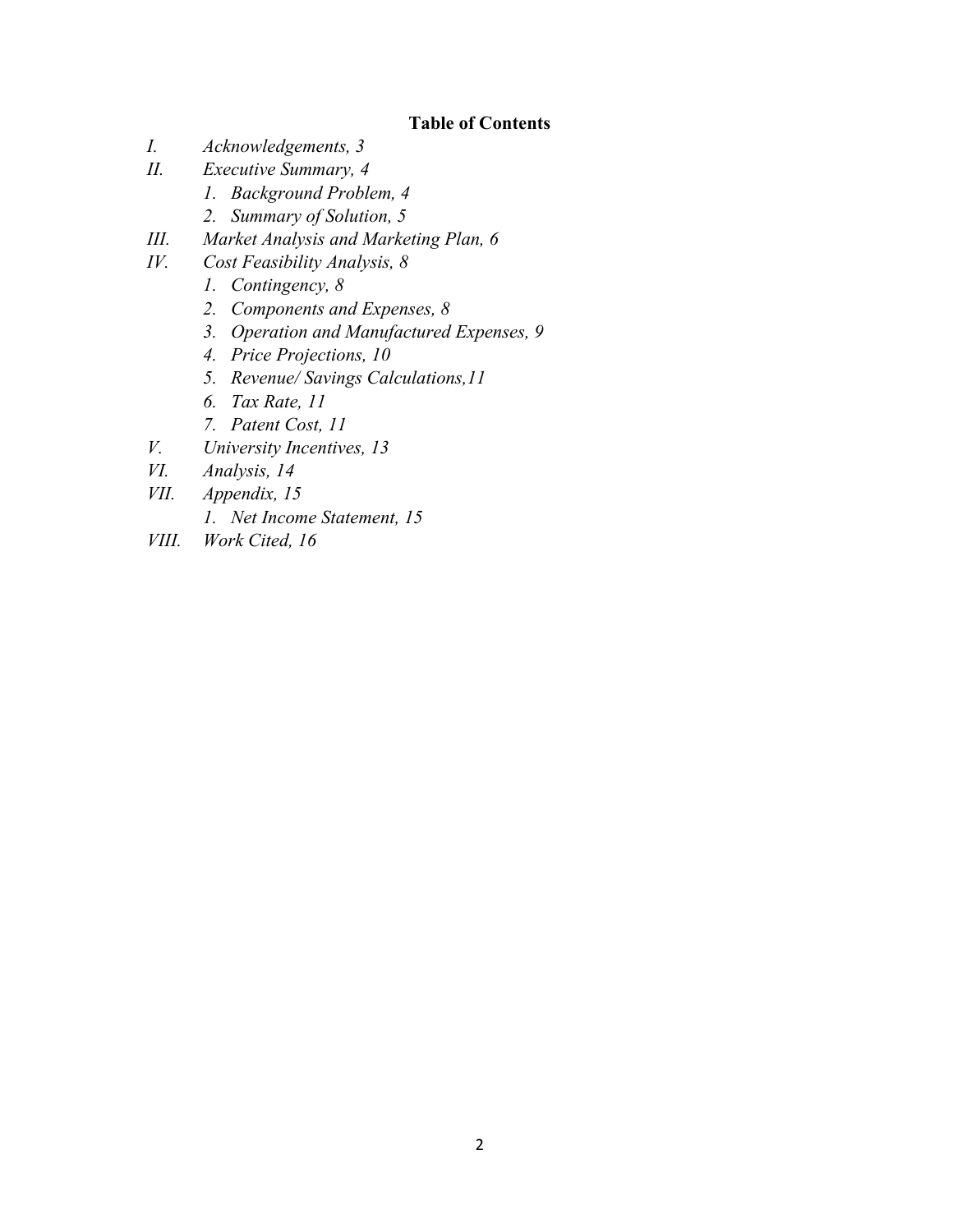**Table of Contents**

*I. Acknowledgements, 3*

*II. Executive Summary, 4*

1. *Background Problem, 4*
2. *Summary of Solution, 5*

*III. Market Analysis and Marketing Plan, 6*

*IV. Cost Feasibility Analysis, 8*

1. *Contingency, 8*
2. *Components and Expenses, 8*
3. *Operation and Manufactured Expenses, 9*
4. *Price Projections, 10*
5. *Revenue/ Savings Calculations,11*
6. *Tax Rate, 11*
7. *Patent Cost, 11*

*V. University Incentives, 13*

*VI. Analysis, 14*

*VII. Appendix, 15*

1. *Net Income Statement, 15*

*VIII. Work Cited, 16*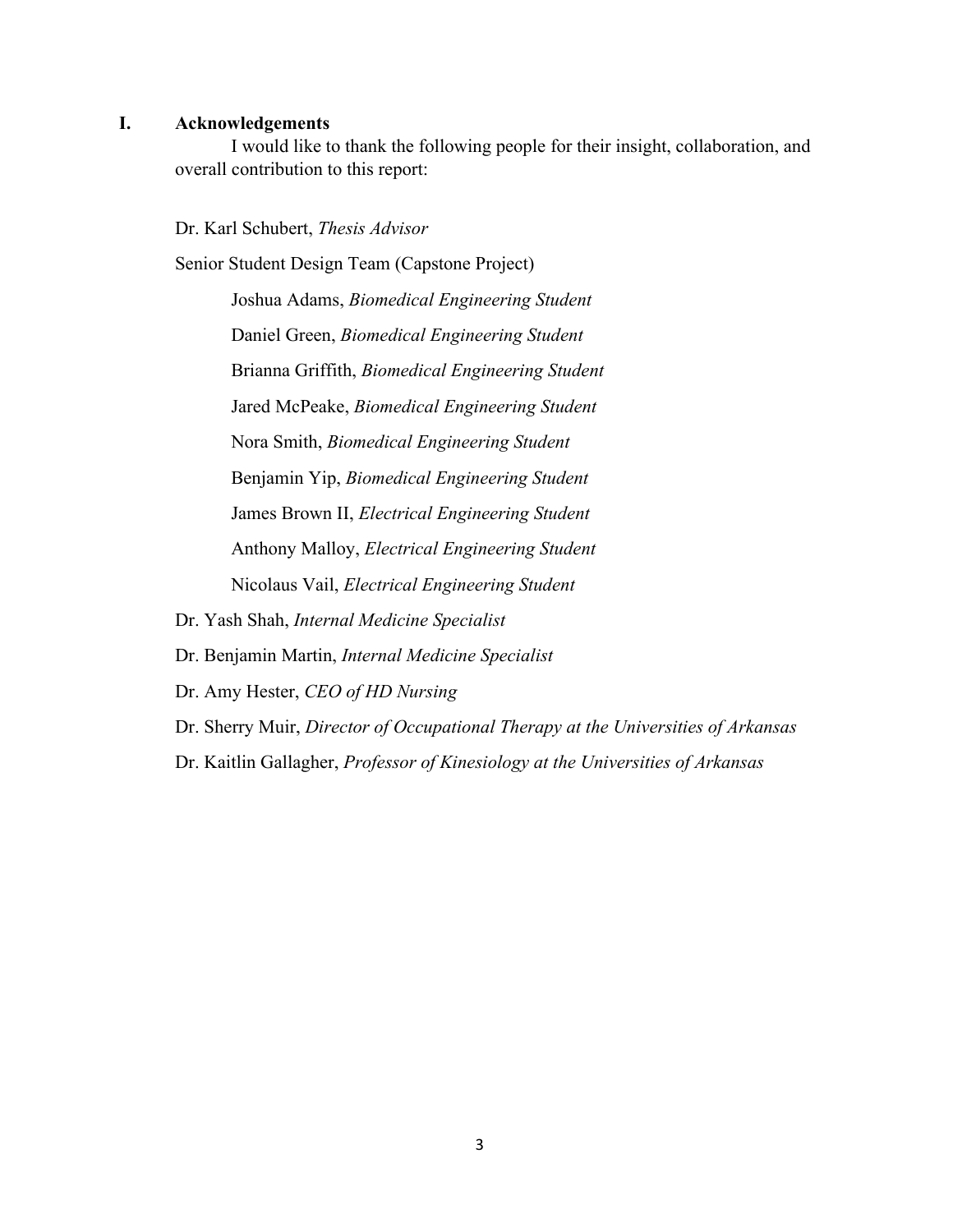# I. Acknowledgements

I would like to thank the following people for their insight, collaboration, and overall contribution to this report:

Dr. Karl Schubert, *Thesis Advisor*

Senior Student Design Team (Capstone Project)

- Joshua Adams, *Biomedical Engineering Student*
- Daniel Green, *Biomedical Engineering Student*
- Brianna Griffith, *Biomedical Engineering Student*
- Jared McPeake, *Biomedical Engineering Student*
- Nora Smith, *Biomedical Engineering Student*
- Benjamin Yip, *Biomedical Engineering Student*
- James Brown II, *Electrical Engineering Student*
- Anthony Malloy, *Electrical Engineering Student*
- Nicolaus Vail, *Electrical Engineering Student*

Dr. Yash Shah, *Internal Medicine Specialist*

Dr. Benjamin Martin, *Internal Medicine Specialist*

Dr. Amy Hester, *CEO of HD Nursing*

Dr. Sherry Muir, *Director of Occupational Therapy at the Universities of Arkansas*

Dr. Kaitlin Gallagher, *Professor of Kinesiology at the Universities of Arkansas*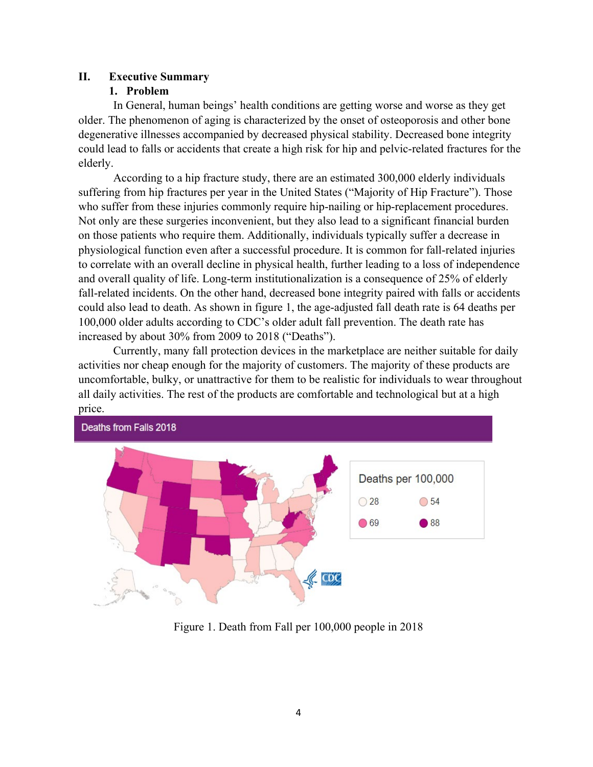## II. Executive Summary

### 1. Problem

In General, human beings' health conditions are getting worse and worse as they get older. The phenomenon of aging is characterized by the onset of osteoporosis and other bone degenerative illnesses accompanied by decreased physical stability. Decreased bone integrity could lead to falls or accidents that create a high risk for hip and pelvic-related fractures for the elderly.

According to a hip fracture study, there are an estimated 300,000 elderly individuals suffering from hip fractures per year in the United States ("Majority of Hip Fracture"). Those who suffer from these injuries commonly require hip-nailing or hip-replacement procedures. Not only are these surgeries inconvenient, but they also lead to a significant financial burden on those patients who require them. Additionally, individuals typically suffer a decrease in physiological function even after a successful procedure. It is common for fall-related injuries to correlate with an overall decline in physical health, further leading to a loss of independence and overall quality of life. Long-term institutionalization is a consequence of 25% of elderly fall-related incidents. On the other hand, decreased bone integrity paired with falls or accidents could also lead to death. As shown in figure 1, the age-adjusted fall death rate is 64 deaths per 100,000 older adults according to CDC's older adult fall prevention. The death rate has increased by about 30% from 2009 to 2018 ("Deaths").

Currently, many fall protection devices in the marketplace are neither suitable for daily activities nor cheap enough for the majority of customers. The majority of these products are uncomfortable, bulky, or unattractive for them to be realistic for individuals to wear throughout all daily activities. The rest of the products are comfortable and technological but at a high price.

Figure 1. Death from Fall per 100,000 people in 2018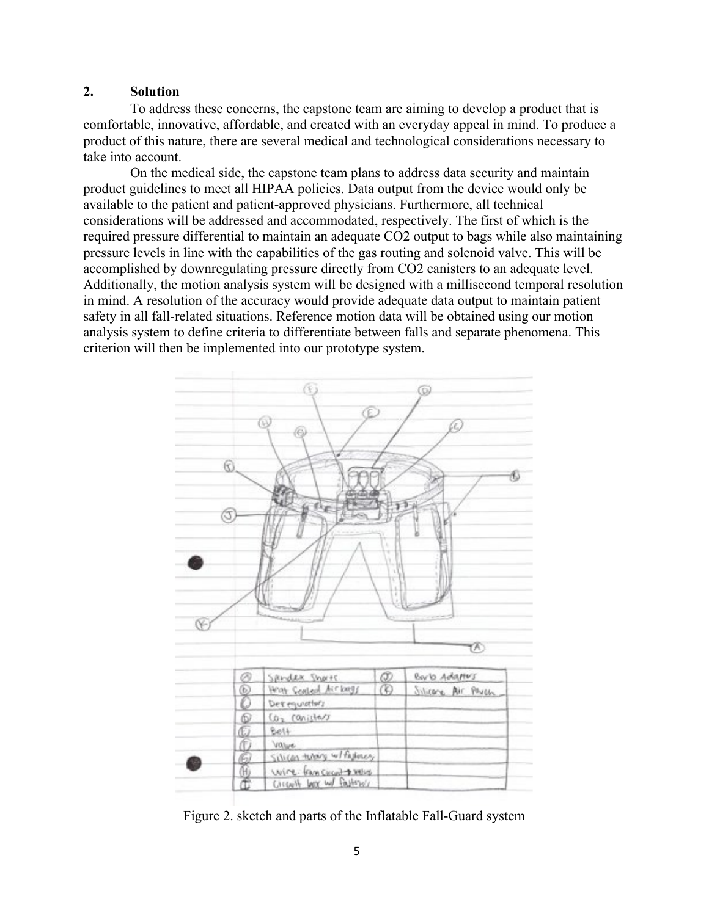## 2. Solution

To address these concerns, the capstone team are aiming to develop a product that is comfortable, innovative, affordable, and created with an everyday appeal in mind. To produce a product of this nature, there are several medical and technological considerations necessary to take into account.

On the medical side, the capstone team plans to address data security and maintain product guidelines to meet all HIPAA policies. Data output from the device would only be available to the patient and patient-approved physicians. Furthermore, all technical considerations will be addressed and accommodated, respectively. The first of which is the required pressure differential to maintain an adequate $CO_2$ output to bags while also maintaining pressure levels in line with the capabilities of the gas routing and solenoid valve. This will be accomplished by downregulating pressure directly from $CO_2$ canisters to an adequate level. Additionally, the motion analysis system will be designed with a millisecond temporal resolution in mind. A resolution of the accuracy would provide adequate data output to maintain patient safety in all fall-related situations. Reference motion data will be obtained using our motion analysis system to define criteria to differentiate between falls and separate phenomena. This criterion will then be implemented into our prototype system.

| | | | |
|---|---|---|---|
| A | Spandex Shorts | J | Barb Adapters |
| B | Heat Sealed Air bags | K | Silicone Air Pouch |
| C | Deregulators | | |
| D | $CO_2$ canisters | | |
| E | Belt | | |
| F | Valve | | |
| G | Silicon tubing w/ fasteners | | |
| H | Wire: from circuit → valve | | |
| I | Circuit box w/ fasteners | | |

Figure 2. sketch and parts of the Inflatable Fall-Guard system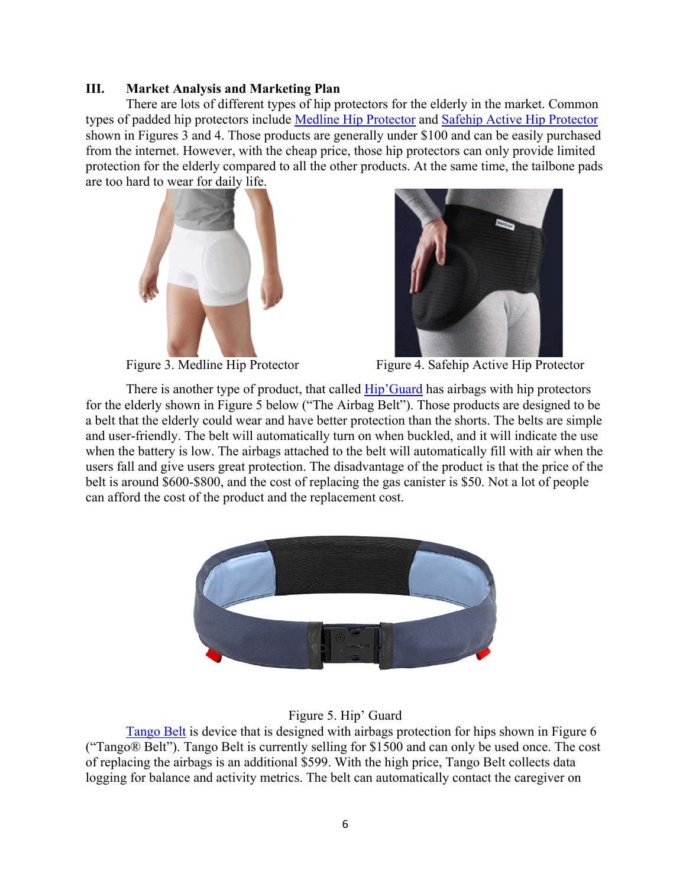## III. Market Analysis and Marketing Plan

There are lots of different types of hip protectors for the elderly in the market. Common types of padded hip protectors include Medline Hip Protector and Safehip Active Hip Protector shown in Figures 3 and 4. Those products are generally under $100 and can be easily purchased from the internet. However, with the cheap price, those hip protectors can only provide limited protection for the elderly compared to all the other products. At the same time, the tailbone pads are too hard to wear for daily life.

Figure 3. Medline Hip Protector

Figure 4. Safehip Active Hip Protector

There is another type of product, that called Hip'Guard has airbags with hip protectors for the elderly shown in Figure 5 below ("The Airbag Belt"). Those products are designed to be a belt that the elderly could wear and have better protection than the shorts. The belts are simple and user-friendly. The belt will automatically turn on when buckled, and it will indicate the use when the battery is low. The airbags attached to the belt will automatically fill with air when the users fall and give users great protection. The disadvantage of the product is that the price of the belt is around $600-$800, and the cost of replacing the gas canister is $50. Not a lot of people can afford the cost of the product and the replacement cost.

Figure 5. Hip' Guard

Tango Belt is device that is designed with airbags protection for hips shown in Figure 6 ("Tango® Belt"). Tango Belt is currently selling for $1500 and can only be used once. The cost of replacing the airbags is an additional $599. With the high price, Tango Belt collects data logging for balance and activity metrics. The belt can automatically contact the caregiver on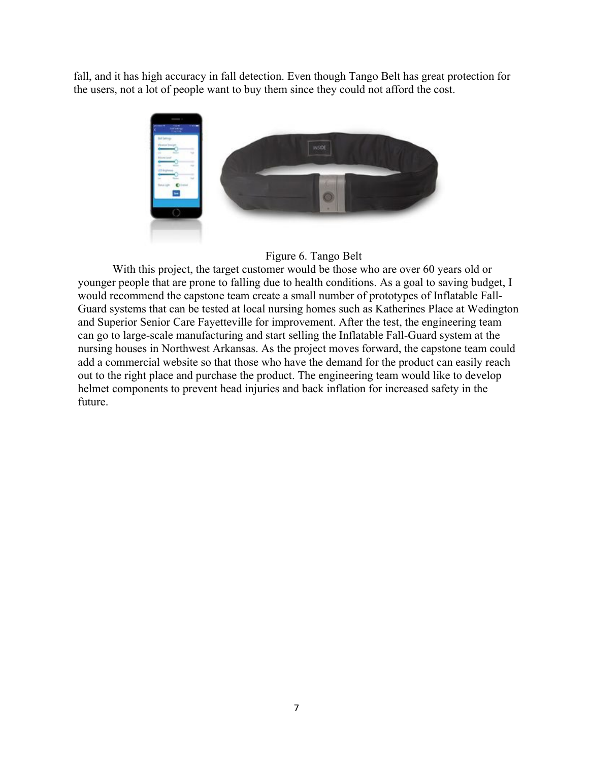fall, and it has high accuracy in fall detection. Even though Tango Belt has great protection for the users, not a lot of people want to buy them since they could not afford the cost.

Figure 6. Tango Belt

With this project, the target customer would be those who are over 60 years old or younger people that are prone to falling due to health conditions. As a goal to saving budget, I would recommend the capstone team create a small number of prototypes of Inflatable Fall-Guard systems that can be tested at local nursing homes such as Katherines Place at Wedington and Superior Senior Care Fayetteville for improvement. After the test, the engineering team can go to large-scale manufacturing and start selling the Inflatable Fall-Guard system at the nursing houses in Northwest Arkansas. As the project moves forward, the capstone team could add a commercial website so that those who have the demand for the product can easily reach out to the right place and purchase the product. The engineering team would like to develop helmet components to prevent head injuries and back inflation for increased safety in the future.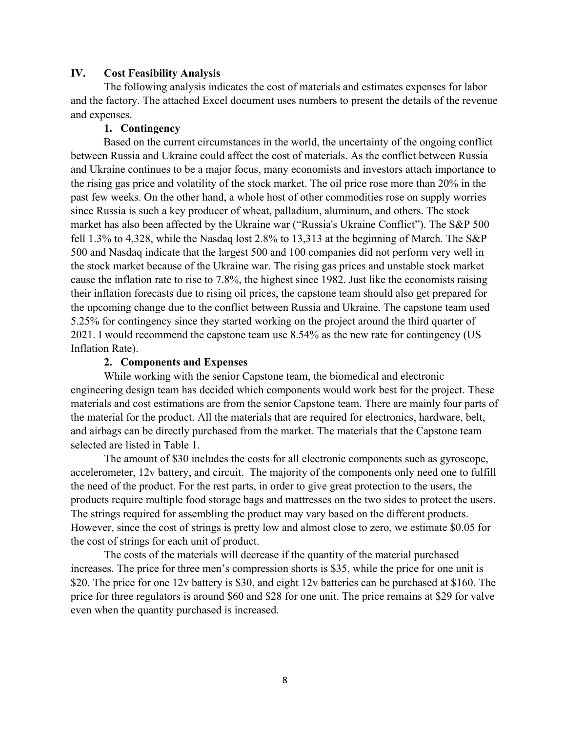## IV. Cost Feasibility Analysis

The following analysis indicates the cost of materials and estimates expenses for labor and the factory. The attached Excel document uses numbers to present the details of the revenue and expenses.

### 1. Contingency

Based on the current circumstances in the world, the uncertainty of the ongoing conflict between Russia and Ukraine could affect the cost of materials. As the conflict between Russia and Ukraine continues to be a major focus, many economists and investors attach importance to the rising gas price and volatility of the stock market. The oil price rose more than 20% in the past few weeks. On the other hand, a whole host of other commodities rose on supply worries since Russia is such a key producer of wheat, palladium, aluminum, and others. The stock market has also been affected by the Ukraine war ("Russia's Ukraine Conflict"). The S&P 500 fell 1.3% to 4,328, while the Nasdaq lost 2.8% to 13,313 at the beginning of March. The S&P 500 and Nasdaq indicate that the largest 500 and 100 companies did not perform very well in the stock market because of the Ukraine war. The rising gas prices and unstable stock market cause the inflation rate to rise to 7.8%, the highest since 1982. Just like the economists raising their inflation forecasts due to rising oil prices, the capstone team should also get prepared for the upcoming change due to the conflict between Russia and Ukraine. The capstone team used 5.25% for contingency since they started working on the project around the third quarter of 2021. I would recommend the capstone team use 8.54% as the new rate for contingency (US Inflation Rate).

### 2. Components and Expenses

While working with the senior Capstone team, the biomedical and electronic engineering design team has decided which components would work best for the project. These materials and cost estimations are from the senior Capstone team. There are mainly four parts of the material for the product. All the materials that are required for electronics, hardware, belt, and airbags can be directly purchased from the market. The materials that the Capstone team selected are listed in Table 1.

The amount of $30 includes the costs for all electronic components such as gyroscope, accelerometer, 12v battery, and circuit. The majority of the components only need one to fulfill the need of the product. For the rest parts, in order to give great protection to the users, the products require multiple food storage bags and mattresses on the two sides to protect the users. The strings required for assembling the product may vary based on the different products. However, since the cost of strings is pretty low and almost close to zero, we estimate $0.05 for the cost of strings for each unit of product.

The costs of the materials will decrease if the quantity of the material purchased increases. The price for three men's compression shorts is $35, while the price for one unit is $20. The price for one 12v battery is $30, and eight 12v batteries can be purchased at $160. The price for three regulators is around $60 and $28 for one unit. The price remains at $29 for valve even when the quantity purchased is increased.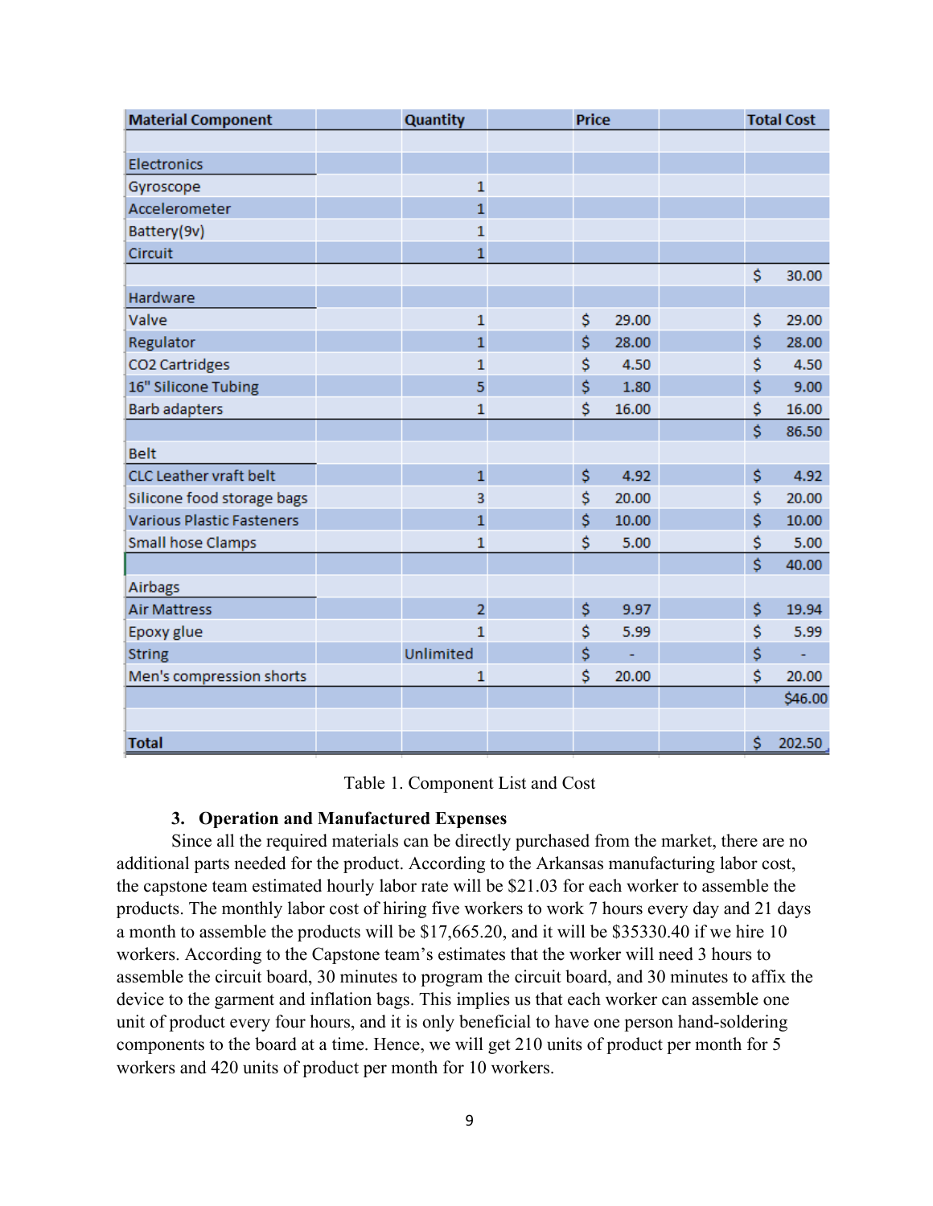| Material Component | Quantity | Price | Total Cost |
|---|---|---|---|
| | | | |
| Electronics | | | |
| Gyroscope | 1 | | |
| Accelerometer | 1 | | |
| Battery(9v) | 1 | | |
| Circuit | 1 | | |
| | | | $ 30.00 |
| Hardware | | | |
| Valve | 1 | $ 29.00 | $ 29.00 |
| Regulator | 1 | $ 28.00 | $ 28.00 |
| CO2 Cartridges | 1 | $ 4.50 | $ 4.50 |
| 16" Silicone Tubing | 5 | $ 1.80 | $ 9.00 |
| Barb adapters | 1 | $ 16.00 | $ 16.00 |
| | | | $ 86.50 |
| Belt | | | |
| CLC Leather vraft belt | 1 | $ 4.92 | $ 4.92 |
| Silicone food storage bags | 3 | $ 20.00 | $ 20.00 |
| Various Plastic Fasteners | 1 | $ 10.00 | $ 10.00 |
| Small hose Clamps | 1 | $ 5.00 | $ 5.00 |
| | | | $ 40.00 |
| Airbags | | | |
| Air Mattress | 2 | $ 9.97 | $ 19.94 |
| Epoxy glue | 1 | $ 5.99 | $ 5.99 |
| String | Unlimited | $ - | $ - |
| Men's compression shorts | 1 | $ 20.00 | $ 20.00 |
| | | | $46.00 |
| | | | |
| Total | | | $ 202.50 |

Table 1. Component List and Cost

### 3. Operation and Manufactured Expenses

Since all the required materials can be directly purchased from the market, there are no additional parts needed for the product. According to the Arkansas manufacturing labor cost, the capstone team estimated hourly labor rate will be $21.03 for each worker to assemble the products. The monthly labor cost of hiring five workers to work 7 hours every day and 21 days a month to assemble the products will be $17,665.20, and it will be $35330.40 if we hire 10 workers. According to the Capstone team's estimates that the worker will need 3 hours to assemble the circuit board, 30 minutes to program the circuit board, and 30 minutes to affix the device to the garment and inflation bags. This implies us that each worker can assemble one unit of product every four hours, and it is only beneficial to have one person hand-soldering components to the board at a time. Hence, we will get 210 units of product per month for 5 workers and 420 units of product per month for 10 workers.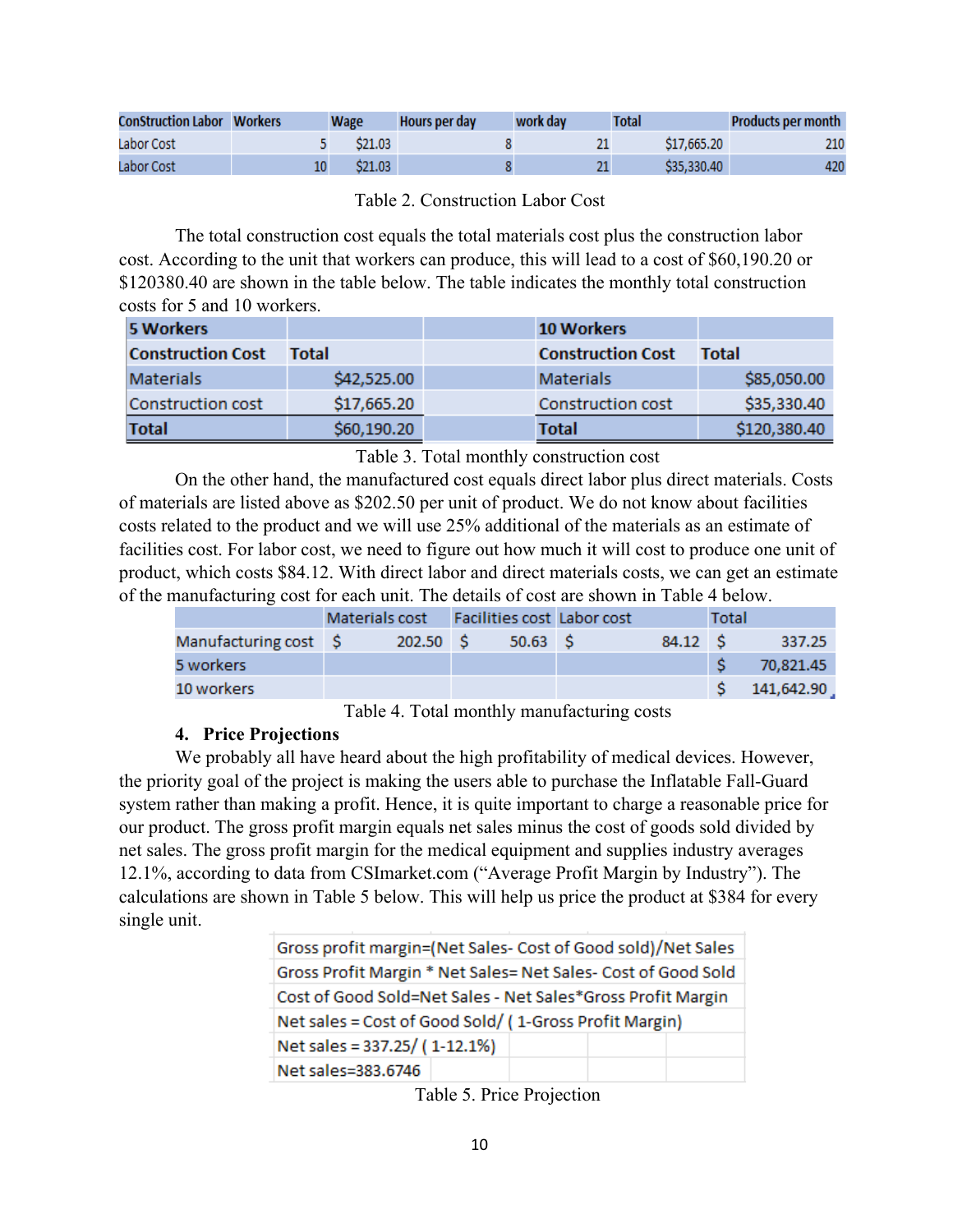| ConStruction Labor | Workers | Wage | Hours per day | work day | Total | Products per month |
|---|---|---|---|---|---|---|
| Labor Cost | 5 | $21.03 | 8 | 21 | $17,665.20 | 210 |
| Labor Cost | 10 | $21.03 | 8 | 21 | $35,330.40 | 420 |

Table 2. Construction Labor Cost

The total construction cost equals the total materials cost plus the construction labor cost. According to the unit that workers can produce, this will lead to a cost of $60,190.20 or $120380.40 are shown in the table below. The table indicates the monthly total construction costs for 5 and 10 workers.

| 5 Workers | | | 10 Workers | |
|---|---|---|---|---|
| **Construction Cost** | **Total** | | **Construction Cost** | **Total** |
| Materials | $42,525.00 | | Materials | $85,050.00 |
| Construction cost | $17,665.20 | | Construction cost | $35,330.40 |
| **Total** | $60,190.20 | | **Total** | $120,380.40 |

Table 3. Total monthly construction cost

On the other hand, the manufactured cost equals direct labor plus direct materials. Costs of materials are listed above as $202.50 per unit of product. We do not know about facilities costs related to the product and we will use 25% additional of the materials as an estimate of facilities cost. For labor cost, we need to figure out how much it will cost to produce one unit of product, which costs $84.12. With direct labor and direct materials costs, we can get an estimate of the manufacturing cost for each unit. The details of cost are shown in Table 4 below.

| | Materials cost | Facilities cost | Labor cost | Total |
|---|---|---|---|---|
| Manufacturing cost | $ 202.50 | $ 50.63 | $ 84.12 | $ 337.25 |
| 5 workers | | | | $ 70,821.45 |
| 10 workers | | | | $ 141,642.90 |

Table 4. Total monthly manufacturing costs

## 4. Price Projections

We probably all have heard about the high profitability of medical devices. However, the priority goal of the project is making the users able to purchase the Inflatable Fall-Guard system rather than making a profit. Hence, it is quite important to charge a reasonable price for our product. The gross profit margin equals net sales minus the cost of goods sold divided by net sales. The gross profit margin for the medical equipment and supplies industry averages 12.1%, according to data from CSImarket.com ("Average Profit Margin by Industry"). The calculations are shown in Table 5 below. This will help us price the product at $384 for every single unit.

| Gross profit margin=(Net Sales- Cost of Good sold)/Net Sales |
|---|
| Gross Profit Margin * Net Sales= Net Sales- Cost of Good Sold |
| Cost of Good Sold=Net Sales - Net Sales*Gross Profit Margin |
| Net sales = Cost of Good Sold/ ( 1-Gross Profit Margin) |
| Net sales = 337.25/ ( 1-12.1%) |
| Net sales=383.6746 |

Table 5. Price Projection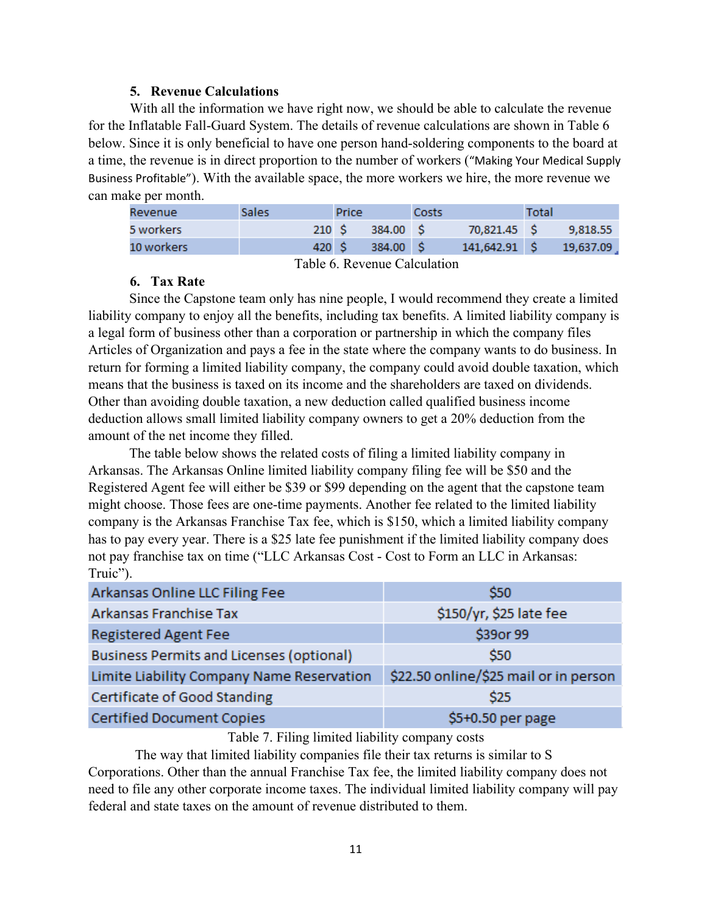### 5. Revenue Calculations

With all the information we have right now, we should be able to calculate the revenue for the Inflatable Fall-Guard System. The details of revenue calculations are shown in Table 6 below. Since it is only beneficial to have one person hand-soldering components to the board at a time, the revenue is in direct proportion to the number of workers ("Making Your Medical Supply Business Profitable"). With the available space, the more workers we hire, the more revenue we can make per month.

| Revenue | Sales | Price | Costs | Total |
|---|---|---|---|---|
| 5 workers | 210 | $ 384.00 | $ 70,821.45 | $ 9,818.55 |
| 10 workers | 420 | $ 384.00 | $ 141,642.91 | $ 19,637.09 |

Table 6. Revenue Calculation

### 6. Tax Rate

Since the Capstone team only has nine people, I would recommend they create a limited liability company to enjoy all the benefits, including tax benefits. A limited liability company is a legal form of business other than a corporation or partnership in which the company files Articles of Organization and pays a fee in the state where the company wants to do business. In return for forming a limited liability company, the company could avoid double taxation, which means that the business is taxed on its income and the shareholders are taxed on dividends. Other than avoiding double taxation, a new deduction called qualified business income deduction allows small limited liability company owners to get a 20% deduction from the amount of the net income they filled.

The table below shows the related costs of filing a limited liability company in Arkansas. The Arkansas Online limited liability company filing fee will be $50 and the Registered Agent fee will either be $39 or $99 depending on the agent that the capstone team might choose. Those fees are one-time payments. Another fee related to the limited liability company is the Arkansas Franchise Tax fee, which is $150, which a limited liability company has to pay every year. There is a $25 late fee punishment if the limited liability company does not pay franchise tax on time ("LLC Arkansas Cost - Cost to Form an LLC in Arkansas: Truic").

| | |
|---|---|
| Arkansas Online LLC Filing Fee | $50 |
| Arkansas Franchise Tax | $150/yr, $25 late fee |
| Registered Agent Fee | $39or 99 |
| Business Permits and Licenses (optional) | $50 |
| Limite Liability Company Name Reservation | $22.50 online/$25 mail or in person |
| Certificate of Good Standing | $25 |
| Certified Document Copies | $5+0.50 per page |

Table 7. Filing limited liability company costs

The way that limited liability companies file their tax returns is similar to S Corporations. Other than the annual Franchise Tax fee, the limited liability company does not need to file any other corporate income taxes. The individual limited liability company will pay federal and state taxes on the amount of revenue distributed to them.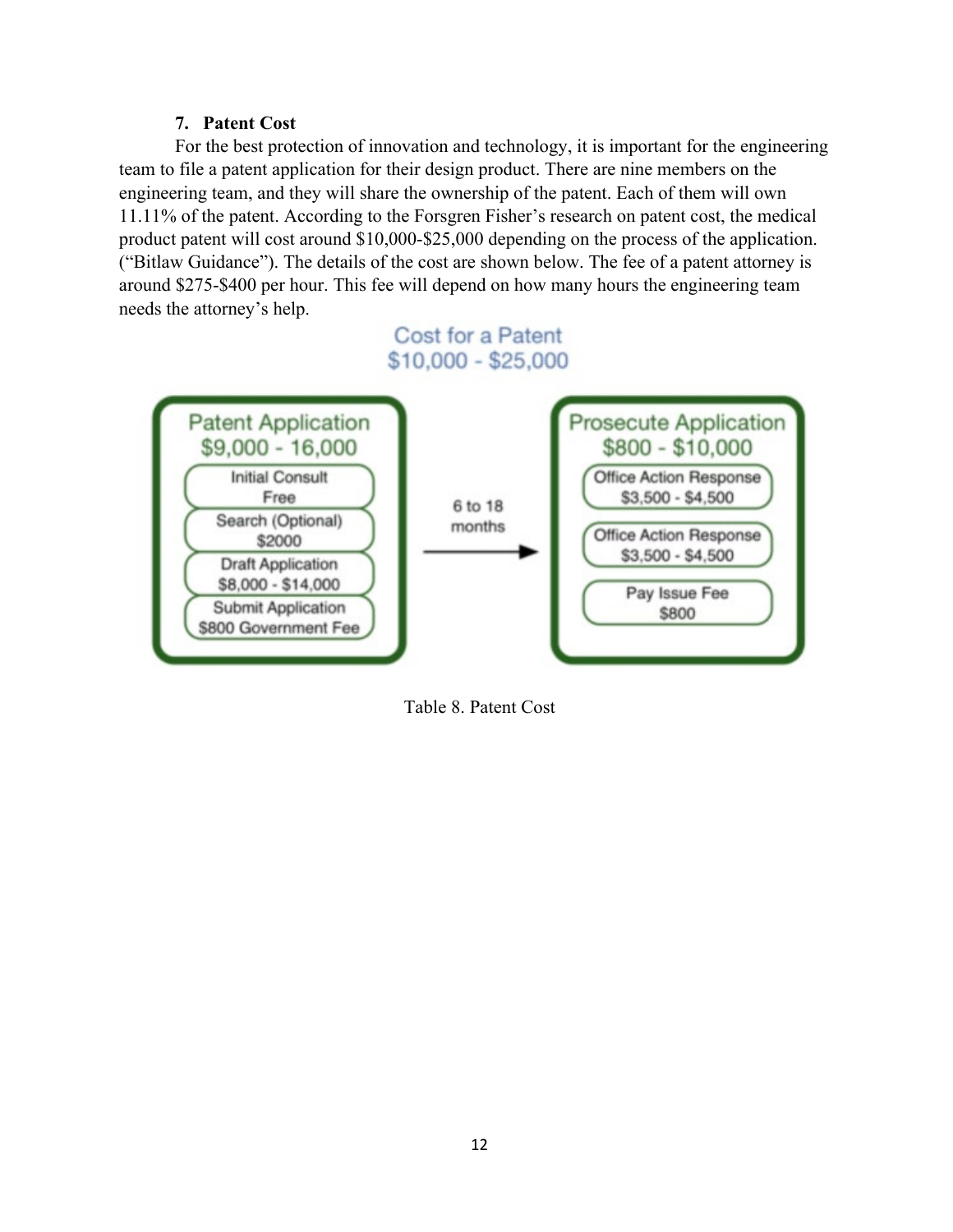### 7. Patent Cost

For the best protection of innovation and technology, it is important for the engineering team to file a patent application for their design product. There are nine members on the engineering team, and they will share the ownership of the patent. Each of them will own 11.11% of the patent. According to the Forsgren Fisher's research on patent cost, the medical product patent will cost around $10,000-$25,000 depending on the process of the application. ("Bitlaw Guidance"). The details of the cost are shown below. The fee of a patent attorney is around $275-$400 per hour. This fee will depend on how many hours the engineering team needs the attorney's help.

**Cost for a Patent**
**$10,000 - $25,000**

| Patent Application $9,000 - 16,000 | 6 to 18 months → | Prosecute Application $800 - $10,000 |
|---|---|---|
| Initial Consult: Free | | Office Action Response: $3,500 - $4,500 |
| Search (Optional): $2000 | | Office Action Response: $3,500 - $4,500 |
| Draft Application: $8,000 - $14,000 | | Pay Issue Fee: $800 |
| Submit Application: $800 Government Fee | | |

Table 8. Patent Cost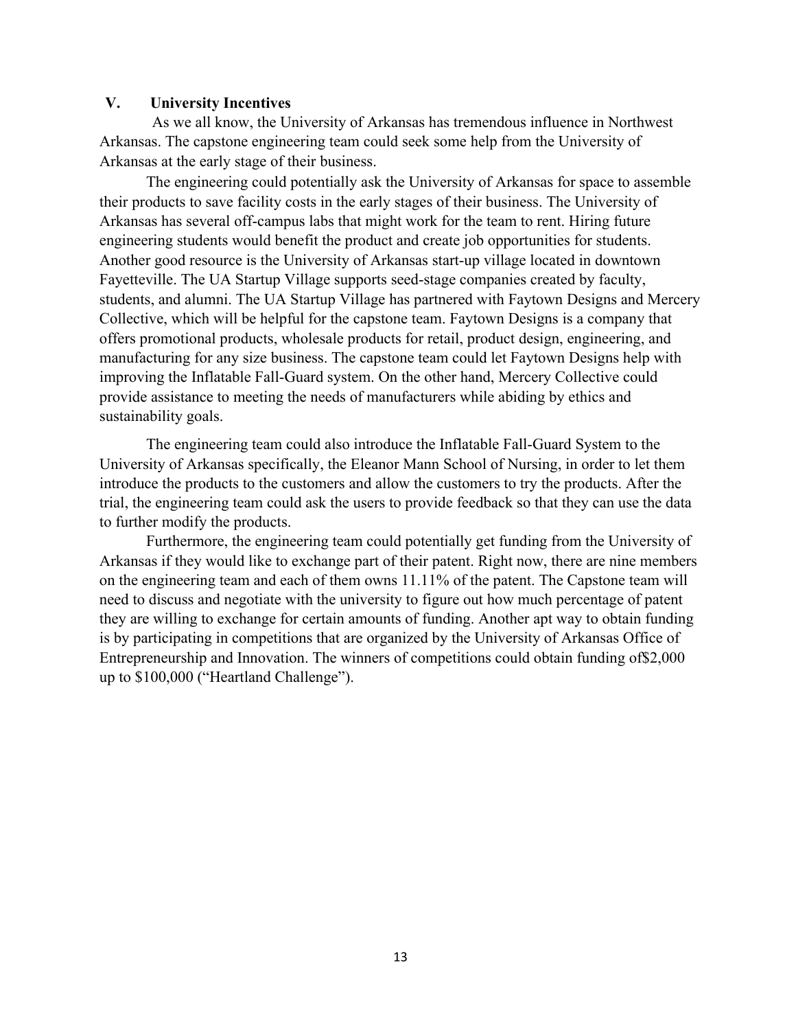## V. University Incentives

As we all know, the University of Arkansas has tremendous influence in Northwest Arkansas. The capstone engineering team could seek some help from the University of Arkansas at the early stage of their business.

The engineering could potentially ask the University of Arkansas for space to assemble their products to save facility costs in the early stages of their business. The University of Arkansas has several off-campus labs that might work for the team to rent. Hiring future engineering students would benefit the product and create job opportunities for students. Another good resource is the University of Arkansas start-up village located in downtown Fayetteville. The UA Startup Village supports seed-stage companies created by faculty, students, and alumni. The UA Startup Village has partnered with Faytown Designs and Mercery Collective, which will be helpful for the capstone team. Faytown Designs is a company that offers promotional products, wholesale products for retail, product design, engineering, and manufacturing for any size business. The capstone team could let Faytown Designs help with improving the Inflatable Fall-Guard system. On the other hand, Mercery Collective could provide assistance to meeting the needs of manufacturers while abiding by ethics and sustainability goals.

The engineering team could also introduce the Inflatable Fall-Guard System to the University of Arkansas specifically, the Eleanor Mann School of Nursing, in order to let them introduce the products to the customers and allow the customers to try the products. After the trial, the engineering team could ask the users to provide feedback so that they can use the data to further modify the products.

Furthermore, the engineering team could potentially get funding from the University of Arkansas if they would like to exchange part of their patent. Right now, there are nine members on the engineering team and each of them owns 11.11% of the patent. The Capstone team will need to discuss and negotiate with the university to figure out how much percentage of patent they are willing to exchange for certain amounts of funding. Another apt way to obtain funding is by participating in competitions that are organized by the University of Arkansas Office of Entrepreneurship and Innovation. The winners of competitions could obtain funding of$2,000 up to $100,000 ("Heartland Challenge").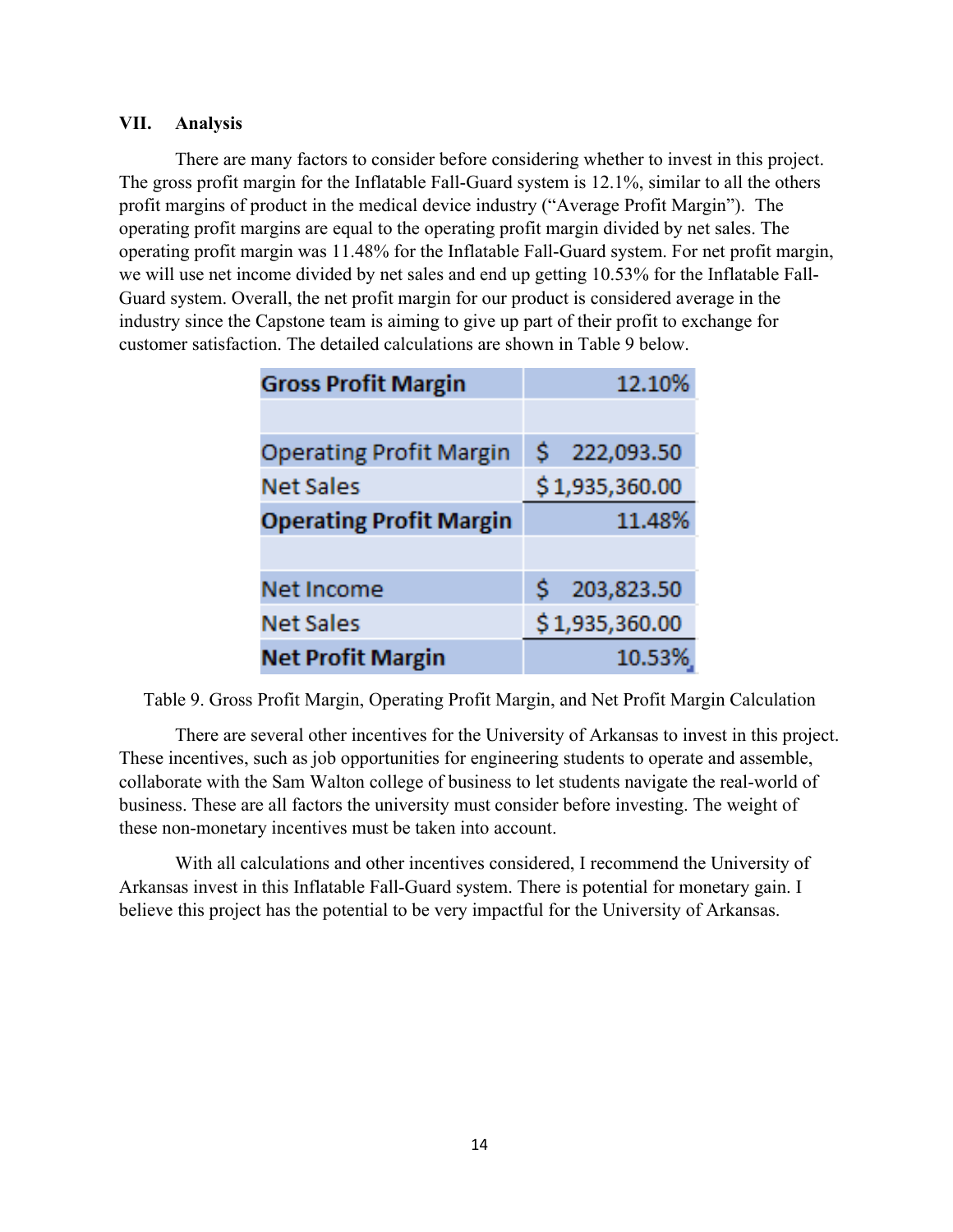## VII. Analysis

There are many factors to consider before considering whether to invest in this project. The gross profit margin for the Inflatable Fall-Guard system is 12.1%, similar to all the others profit margins of product in the medical device industry ("Average Profit Margin"). The operating profit margins are equal to the operating profit margin divided by net sales. The operating profit margin was 11.48% for the Inflatable Fall-Guard system. For net profit margin, we will use net income divided by net sales and end up getting 10.53% for the Inflatable Fall-Guard system. Overall, the net profit margin for our product is considered average in the industry since the Capstone team is aiming to give up part of their profit to exchange for customer satisfaction. The detailed calculations are shown in Table 9 below.

| **Gross Profit Margin** | **12.10%** |
|---|---|
| | |
| Operating Profit Margin | $ 222,093.50 |
| Net Sales | $ 1,935,360.00 |
| **Operating Profit Margin** | **11.48%** |
| | |
| Net Income | $ 203,823.50 |
| Net Sales | $ 1,935,360.00 |
| **Net Profit Margin** | **10.53%** |

Table 9. Gross Profit Margin, Operating Profit Margin, and Net Profit Margin Calculation

There are several other incentives for the University of Arkansas to invest in this project. These incentives, such as job opportunities for engineering students to operate and assemble, collaborate with the Sam Walton college of business to let students navigate the real-world of business. These are all factors the university must consider before investing. The weight of these non-monetary incentives must be taken into account.

With all calculations and other incentives considered, I recommend the University of Arkansas invest in this Inflatable Fall-Guard system. There is potential for monetary gain. I believe this project has the potential to be very impactful for the University of Arkansas.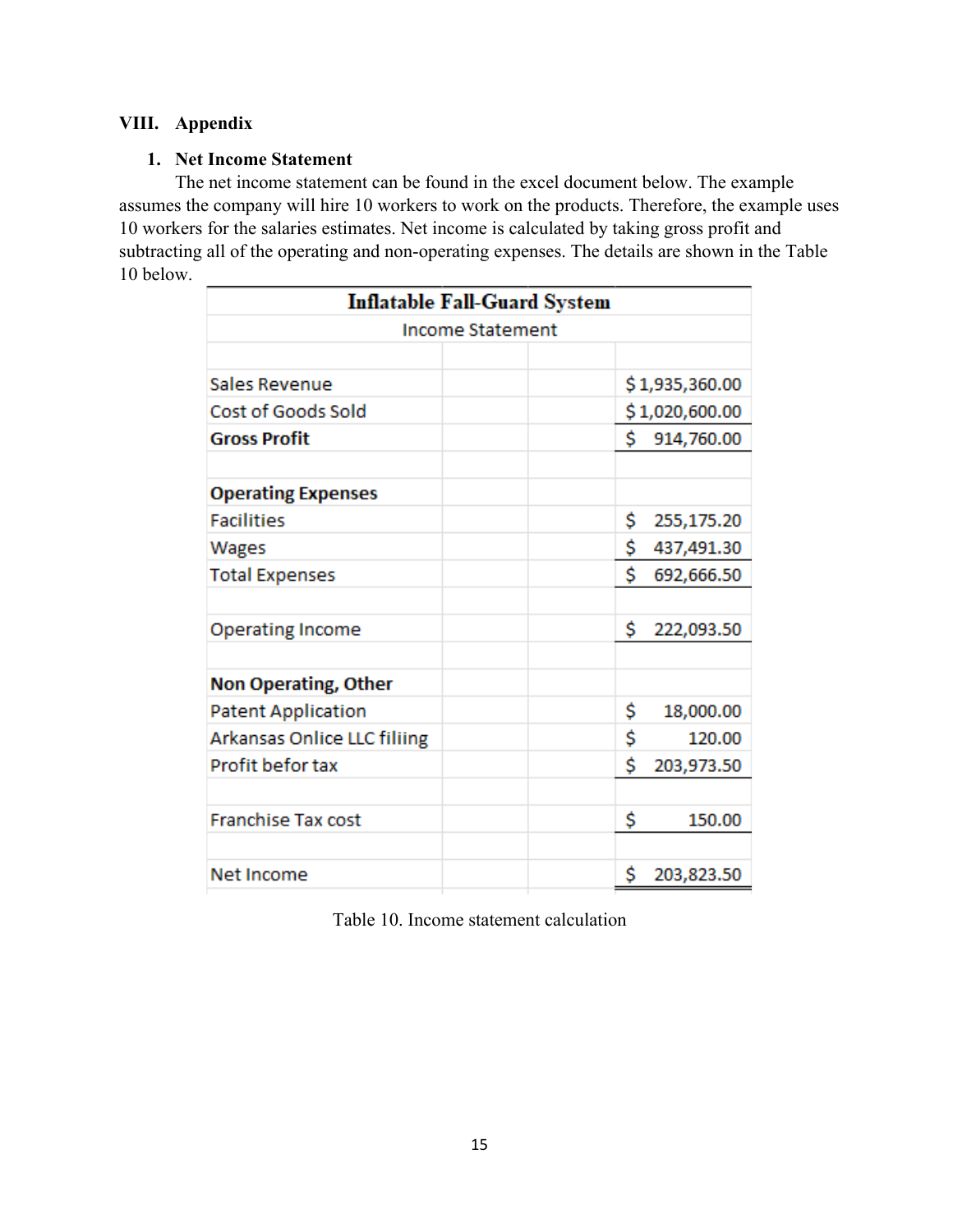# VIII. Appendix

## 1. Net Income Statement

The net income statement can be found in the excel document below. The example assumes the company will hire 10 workers to work on the products. Therefore, the example uses 10 workers for the salaries estimates. Net income is calculated by taking gross profit and subtracting all of the operating and non-operating expenses. The details are shown in the Table 10 below.

| Inflatable Fall-Guard System | | | |
|---|---|---|---|
| Income Statement | | | |
| | | | |
| Sales Revenue | | | $1,935,360.00 |
| Cost of Goods Sold | | | $1,020,600.00 |
| **Gross Profit** | | | $ 914,760.00 |
| | | | |
| **Operating Expenses** | | | |
| Facilities | | | $ 255,175.20 |
| Wages | | | $ 437,491.30 |
| Total Expenses | | | $ 692,666.50 |
| | | | |
| Operating Income | | | $ 222,093.50 |
| | | | |
| **Non Operating, Other** | | | |
| Patent Application | | | $ 18,000.00 |
| Arkansas Onlice LLC filiing | | | $ 120.00 |
| Profit befor tax | | | $ 203,973.50 |
| | | | |
| Franchise Tax cost | | | $ 150.00 |
| | | | |
| Net Income | | | $ 203,823.50 |

Table 10. Income statement calculation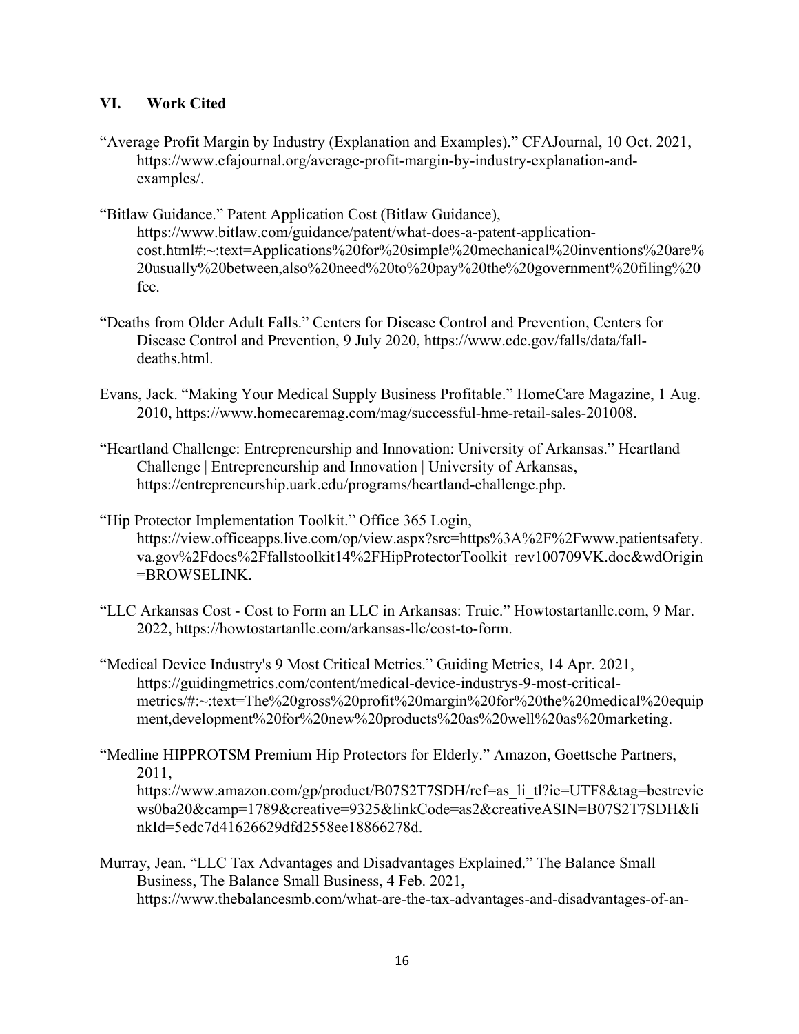## VI. Work Cited

"Average Profit Margin by Industry (Explanation and Examples)." CFAJournal, 10 Oct. 2021, https://www.cfajournal.org/average-profit-margin-by-industry-explanation-and-examples/.

"Bitlaw Guidance." Patent Application Cost (Bitlaw Guidance), https://www.bitlaw.com/guidance/patent/what-does-a-patent-application-cost.html#:~:text=Applications%20for%20simple%20mechanical%20inventions%20are%20usually%20between,also%20need%20to%20pay%20the%20government%20filing%20fee.

"Deaths from Older Adult Falls." Centers for Disease Control and Prevention, Centers for Disease Control and Prevention, 9 July 2020, https://www.cdc.gov/falls/data/fall-deaths.html.

Evans, Jack. "Making Your Medical Supply Business Profitable." HomeCare Magazine, 1 Aug. 2010, https://www.homecaremag.com/mag/successful-hme-retail-sales-201008.

"Heartland Challenge: Entrepreneurship and Innovation: University of Arkansas." Heartland Challenge | Entrepreneurship and Innovation | University of Arkansas, https://entrepreneurship.uark.edu/programs/heartland-challenge.php.

"Hip Protector Implementation Toolkit." Office 365 Login, https://view.officeapps.live.com/op/view.aspx?src=https%3A%2F%2Fwww.patientsafety.va.gov%2Fdocs%2Ffallstoolkit14%2FHipProtectorToolkit_rev100709VK.doc&wdOrigin=BROWSELINK.

"LLC Arkansas Cost - Cost to Form an LLC in Arkansas: Truic." Howtostartanllc.com, 9 Mar. 2022, https://howtostartanllc.com/arkansas-llc/cost-to-form.

"Medical Device Industry's 9 Most Critical Metrics." Guiding Metrics, 14 Apr. 2021, https://guidingmetrics.com/content/medical-device-industrys-9-most-critical-metrics/#:~:text=The%20gross%20profit%20margin%20for%20the%20medical%20equipment,development%20for%20new%20products%20as%20well%20as%20marketing.

"Medline HIPPROTSM Premium Hip Protectors for Elderly." Amazon, Goettsche Partners, 2011, https://www.amazon.com/gp/product/B07S2T7SDH/ref=as_li_tl?ie=UTF8&tag=bestreviews0ba20&camp=1789&creative=9325&linkCode=as2&creativeASIN=B07S2T7SDH&linkId=5edc7d41626629dfd2558ee18866278d.

Murray, Jean. "LLC Tax Advantages and Disadvantages Explained." The Balance Small Business, The Balance Small Business, 4 Feb. 2021, https://www.thebalancesmb.com/what-are-the-tax-advantages-and-disadvantages-of-an-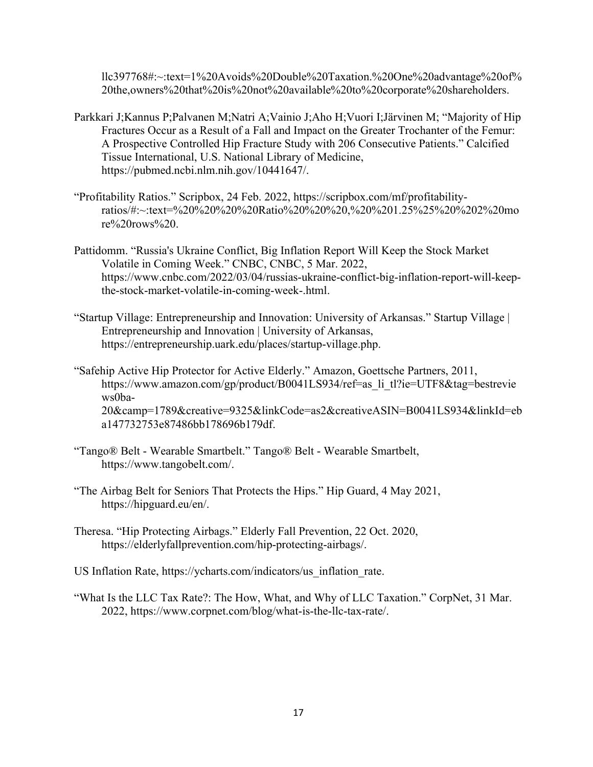llc397768#:~:text=1%20Avoids%20Double%20Taxation.%20One%20advantage%20of%20the,owners%20that%20is%20not%20available%20to%20corporate%20shareholders.

Parkkari J;Kannus P;Palvanen M;Natri A;Vainio J;Aho H;Vuori I;Järvinen M; "Majority of Hip Fractures Occur as a Result of a Fall and Impact on the Greater Trochanter of the Femur: A Prospective Controlled Hip Fracture Study with 206 Consecutive Patients." Calcified Tissue International, U.S. National Library of Medicine, https://pubmed.ncbi.nlm.nih.gov/10441647/.

"Profitability Ratios." Scripbox, 24 Feb. 2022, https://scripbox.com/mf/profitability-ratios/#:~:text=%20%20%20%20Ratio%20%20%20,%20%201.25%25%20%202%20more%20rows%20.

Pattidomm. "Russia's Ukraine Conflict, Big Inflation Report Will Keep the Stock Market Volatile in Coming Week." CNBC, CNBC, 5 Mar. 2022, https://www.cnbc.com/2022/03/04/russias-ukraine-conflict-big-inflation-report-will-keep-the-stock-market-volatile-in-coming-week-.html.

"Startup Village: Entrepreneurship and Innovation: University of Arkansas." Startup Village | Entrepreneurship and Innovation | University of Arkansas, https://entrepreneurship.uark.edu/places/startup-village.php.

"Safehip Active Hip Protector for Active Elderly." Amazon, Goettsche Partners, 2011, https://www.amazon.com/gp/product/B0041LS934/ref=as_li_tl?ie=UTF8&tag=bestreviews0ba-20&camp=1789&creative=9325&linkCode=as2&creativeASIN=B0041LS934&linkId=eba147732753e87486bb178696b179df.

"Tango® Belt - Wearable Smartbelt." Tango® Belt - Wearable Smartbelt, https://www.tangobelt.com/.

"The Airbag Belt for Seniors That Protects the Hips." Hip Guard, 4 May 2021, https://hipguard.eu/en/.

Theresa. "Hip Protecting Airbags." Elderly Fall Prevention, 22 Oct. 2020, https://elderlyfallprevention.com/hip-protecting-airbags/.

US Inflation Rate, https://ycharts.com/indicators/us_inflation_rate.

"What Is the LLC Tax Rate?: The How, What, and Why of LLC Taxation." CorpNet, 31 Mar. 2022, https://www.corpnet.com/blog/what-is-the-llc-tax-rate/.